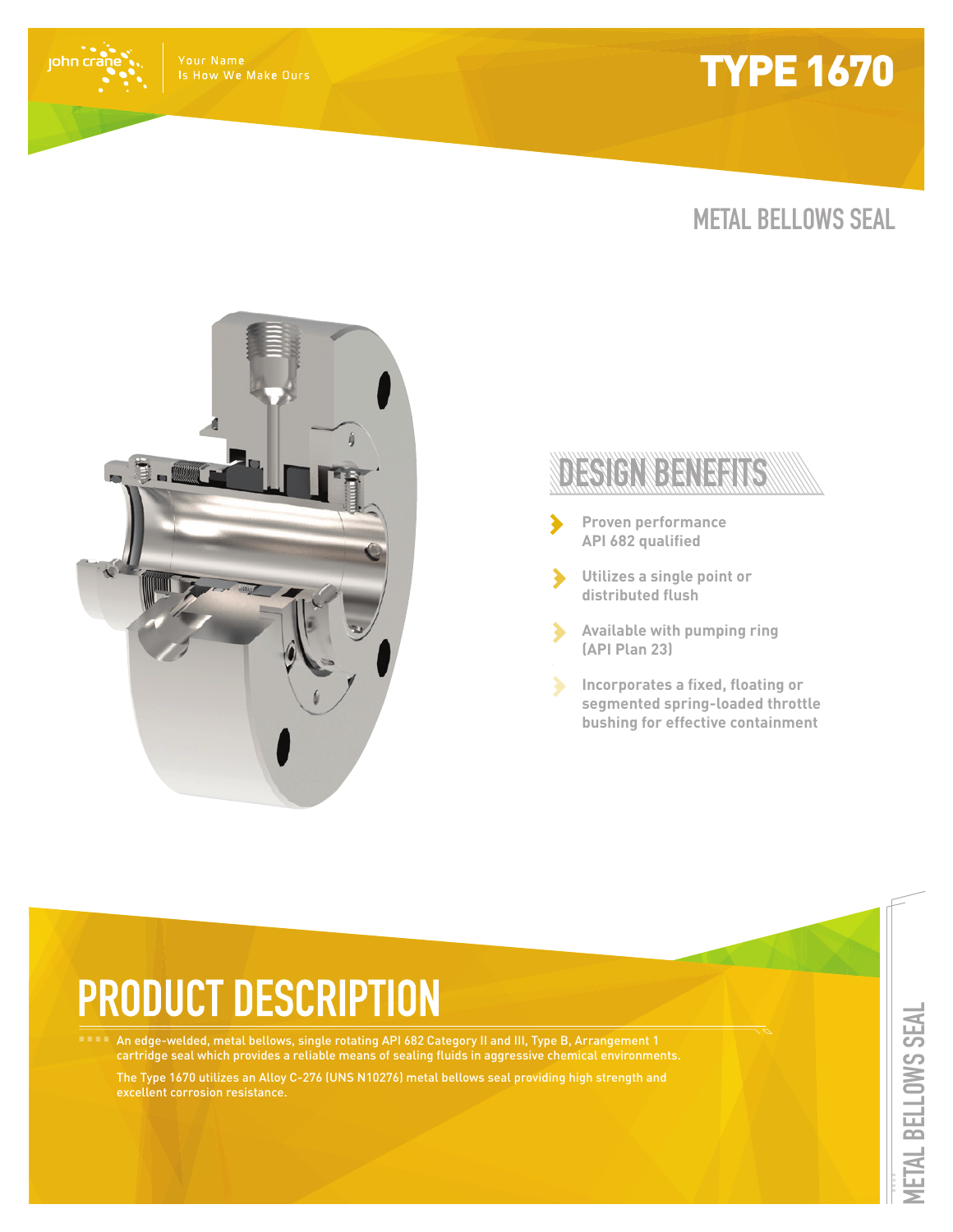john crane

Your Name
Is How We Make Ours

# TYPE 1670

## METAL BELLOWS SEAL

## DESIGN BENEFITS

- Proven performance API 682 qualified
- Utilizes a single point or distributed flush
- Available with pumping ring (API Plan 23)
- Incorporates a fixed, floating or segmented spring-loaded throttle bushing for effective containment

# PRODUCT DESCRIPTION

An edge-welded, metal bellows, single rotating API 682 Category II and III, Type B, Arrangement 1 cartridge seal which provides a reliable means of sealing fluids in aggressive chemical environments.

The Type 1670 utilizes an Alloy C-276 (UNS N10276) metal bellows seal providing high strength and excellent corrosion resistance.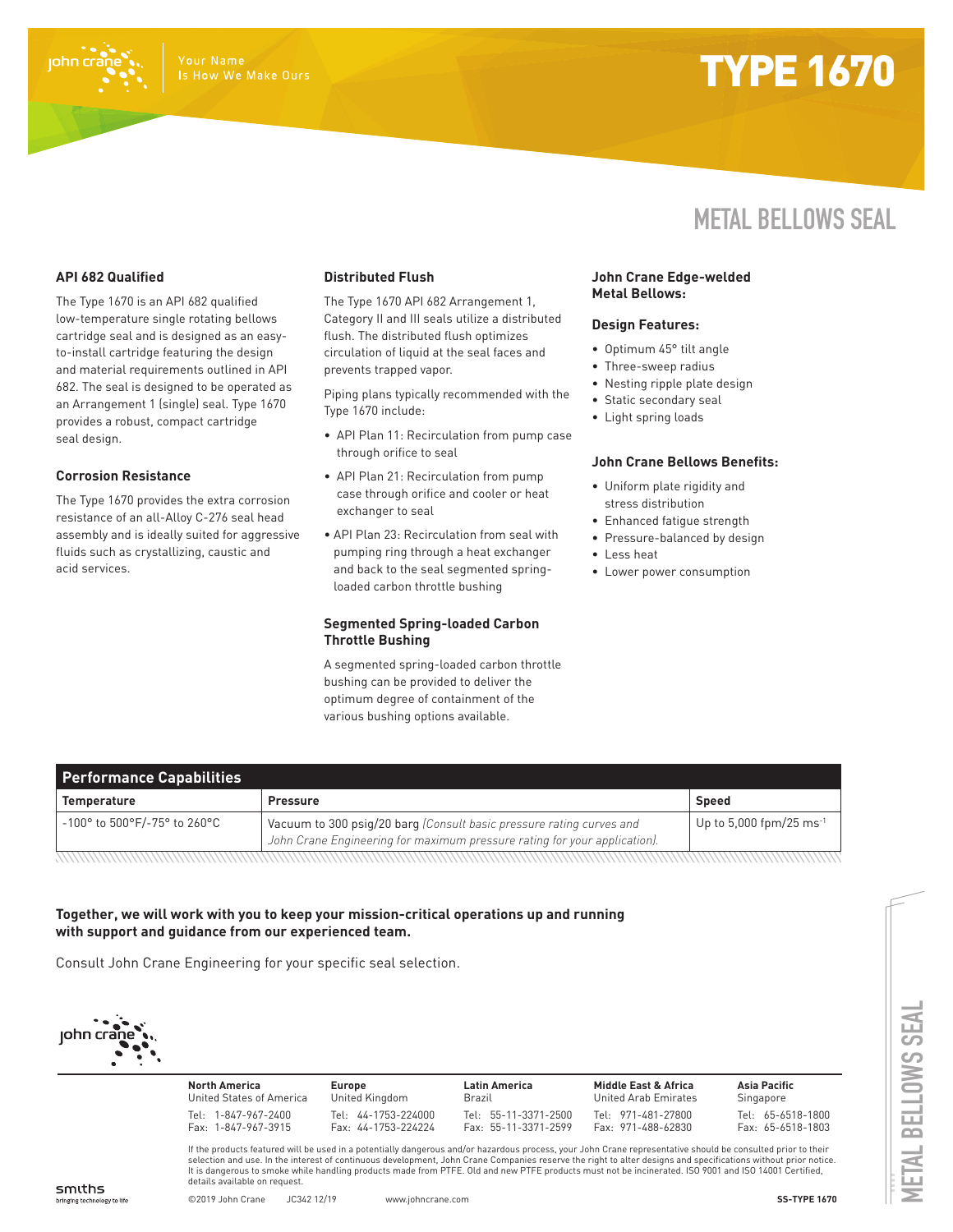# TYPE 1670

## METAL BELLOWS SEAL

### API 682 Qualified

The Type 1670 is an API 682 qualified low-temperature single rotating bellows cartridge seal and is designed as an easy-to-install cartridge featuring the design and material requirements outlined in API 682. The seal is designed to be operated as an Arrangement 1 (single) seal. Type 1670 provides a robust, compact cartridge seal design.

### Corrosion Resistance

The Type 1670 provides the extra corrosion resistance of an all-Alloy C-276 seal head assembly and is ideally suited for aggressive fluids such as crystallizing, caustic and acid services.

### Distributed Flush

The Type 1670 API 682 Arrangement 1, Category II and III seals utilize a distributed flush. The distributed flush optimizes circulation of liquid at the seal faces and prevents trapped vapor.

Piping plans typically recommended with the Type 1670 include:

- API Plan 11: Recirculation from pump case through orifice to seal
- API Plan 21: Recirculation from pump case through orifice and cooler or heat exchanger to seal
- API Plan 23: Recirculation from seal with pumping ring through a heat exchanger and back to the seal segmented spring-loaded carbon throttle bushing

### Segmented Spring-loaded Carbon Throttle Bushing

A segmented spring-loaded carbon throttle bushing can be provided to deliver the optimum degree of containment of the various bushing options available.

### John Crane Edge-welded Metal Bellows:

#### Design Features:

- Optimum 45° tilt angle
- Three-sweep radius
- Nesting ripple plate design
- Static secondary seal
- Light spring loads

#### John Crane Bellows Benefits:

- Uniform plate rigidity and stress distribution
- Enhanced fatigue strength
- Pressure-balanced by design
- Less heat
- Lower power consumption

### Performance Capabilities

| Temperature | Pressure | Speed |
|---|---|---|
| -100° to 500°F/-75° to 260°C | Vacuum to 300 psig/20 barg *(Consult basic pressure rating curves and John Crane Engineering for maximum pressure rating for your application).* | Up to 5,000 fpm/25 $ms^{-1}$ |

**Together, we will work with you to keep your mission-critical operations up and running with support and guidance from our experienced team.**

Consult John Crane Engineering for your specific seal selection.

| North America | Europe | Latin America | Middle East & Africa | Asia Pacific |
|---|---|---|---|---|
| United States of America | United Kingdom | Brazil | United Arab Emirates | Singapore |
| Tel: 1-847-967-2400 | Tel: 44-1753-224000 | Tel: 55-11-3371-2500 | Tel: 971-481-27800 | Tel: 65-6518-1800 |
| Fax: 1-847-967-3915 | Fax: 44-1753-224224 | Fax: 55-11-3371-2599 | Fax: 971-488-62830 | Fax: 65-6518-1803 |

If the products featured will be used in a potentially dangerous and/or hazardous process, your John Crane representative should be consulted prior to their selection and use. In the interest of continuous development, John Crane Companies reserve the right to alter designs and specifications without prior notice. It is dangerous to smoke while handling products made from PTFE. Old and new PTFE products must not be incinerated. ISO 9001 and ISO 14001 Certified, details available on request.

©2019 John Crane JC342 12/19 www.johncrane.com SS-TYPE 1670